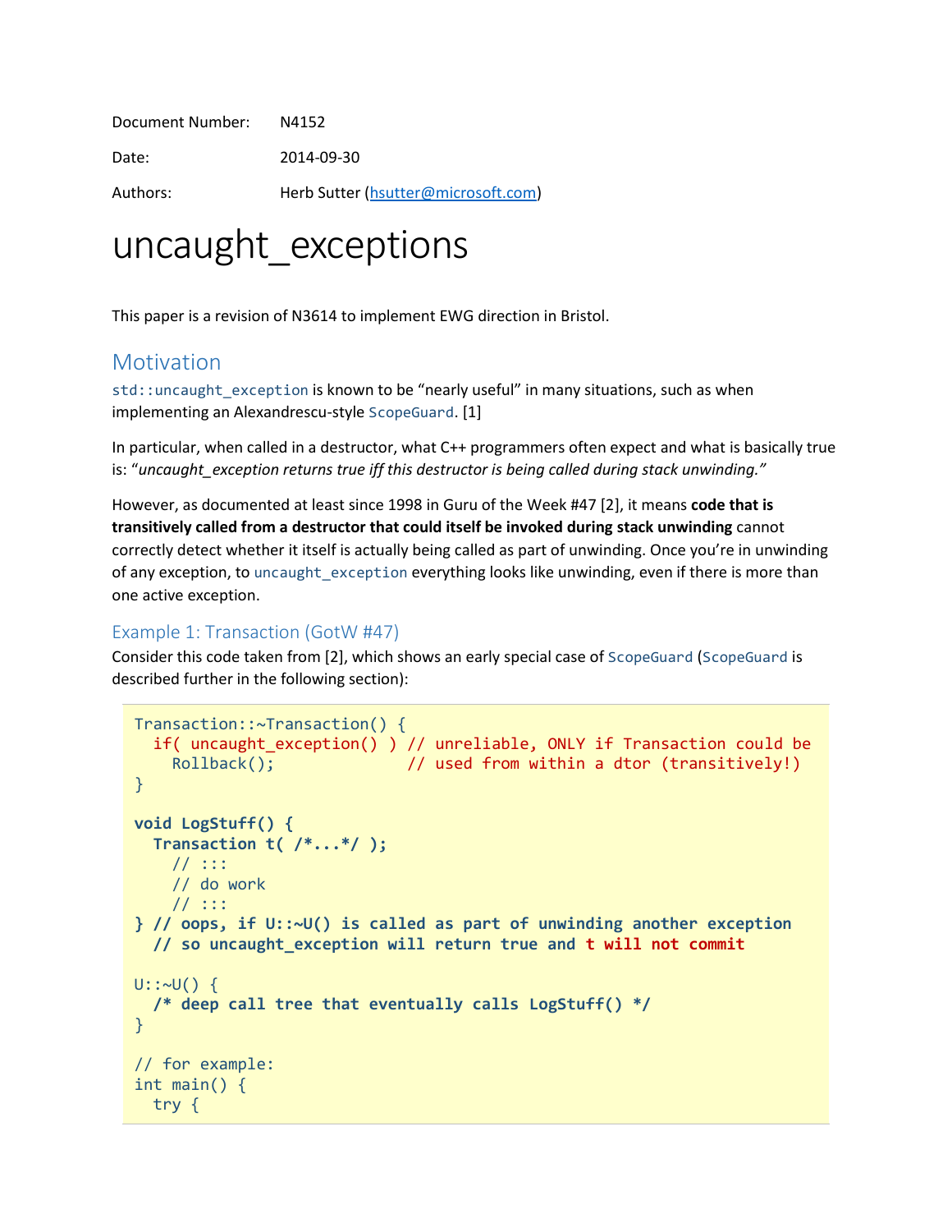Document Number: N4152

Date: 2014-09-30

Authors: Herb Sutter (hsutter@microsoft.com)

# uncaught_exceptions

This paper is a revision of N3614 to implement EWG direction in Bristol.

## Motivation

`std::uncaught_exception` is known to be "nearly useful" in many situations, such as when implementing an Alexandrescu-style `ScopeGuard`. [1]

In particular, when called in a destructor, what C++ programmers often expect and what is basically true is: "*uncaught_exception returns true iff this destructor is being called during stack unwinding.*"

However, as documented at least since 1998 in Guru of the Week #47 [2], it means **code that is transitively called from a destructor that could itself be invoked during stack unwinding** cannot correctly detect whether it itself is actually being called as part of unwinding. Once you're in unwinding of any exception, to `uncaught_exception` everything looks like unwinding, even if there is more than one active exception.

### Example 1: Transaction (GotW #47)

Consider this code taken from [2], which shows an early special case of `ScopeGuard` (`ScopeGuard` is described further in the following section):

```
Transaction::~Transaction() {
  if( uncaught_exception() ) // unreliable, ONLY if Transaction could be
    Rollback();              // used from within a dtor (transitively!)
}

void LogStuff() {
  Transaction t( /*...*/ );
    // :::
    // do work
    // :::
} // oops, if U::~U() is called as part of unwinding another exception
  // so uncaught_exception will return true and t will not commit

U::~U() {
  /* deep call tree that eventually calls LogStuff() */
}

// for example:
int main() {
  try {
```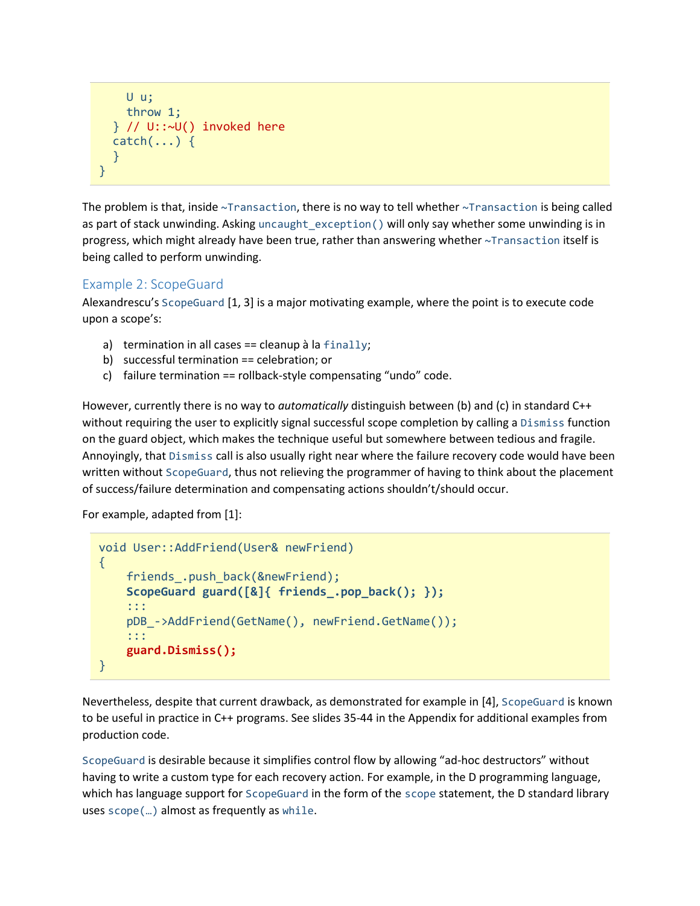```
    U u;
    throw 1;
  } // U::~U() invoked here
  catch(...) {
  }
}
```

The problem is that, inside `~Transaction`, there is no way to tell whether `~Transaction` is being called as part of stack unwinding. Asking `uncaught_exception()` will only say whether some unwinding is in progress, which might already have been true, rather than answering whether `~Transaction` itself is being called to perform unwinding.

### Example 2: ScopeGuard

Alexandrescu's `ScopeGuard` [1, 3] is a major motivating example, where the point is to execute code upon a scope's:

a) termination in all cases == cleanup à la `finally`;
b) successful termination == celebration; or
c) failure termination == rollback-style compensating "undo" code.

However, currently there is no way to *automatically* distinguish between (b) and (c) in standard C++ without requiring the user to explicitly signal successful scope completion by calling a `Dismiss` function on the guard object, which makes the technique useful but somewhere between tedious and fragile. Annoyingly, that `Dismiss` call is also usually right near where the failure recovery code would have been written without `ScopeGuard`, thus not relieving the programmer of having to think about the placement of success/failure determination and compensating actions shouldn't/should occur.

For example, adapted from [1]:

```
void User::AddFriend(User& newFriend)
{
    friends_.push_back(&newFriend);
    ScopeGuard guard([&]{ friends_.pop_back(); });
    :::
    pDB_->AddFriend(GetName(), newFriend.GetName());
    :::
    guard.Dismiss();
}
```

Nevertheless, despite that current drawback, as demonstrated for example in [4], `ScopeGuard` is known to be useful in practice in C++ programs. See slides 35-44 in the Appendix for additional examples from production code.

`ScopeGuard` is desirable because it simplifies control flow by allowing "ad-hoc destructors" without having to write a custom type for each recovery action. For example, in the D programming language, which has language support for `ScopeGuard` in the form of the `scope` statement, the D standard library uses `scope(…)` almost as frequently as `while`.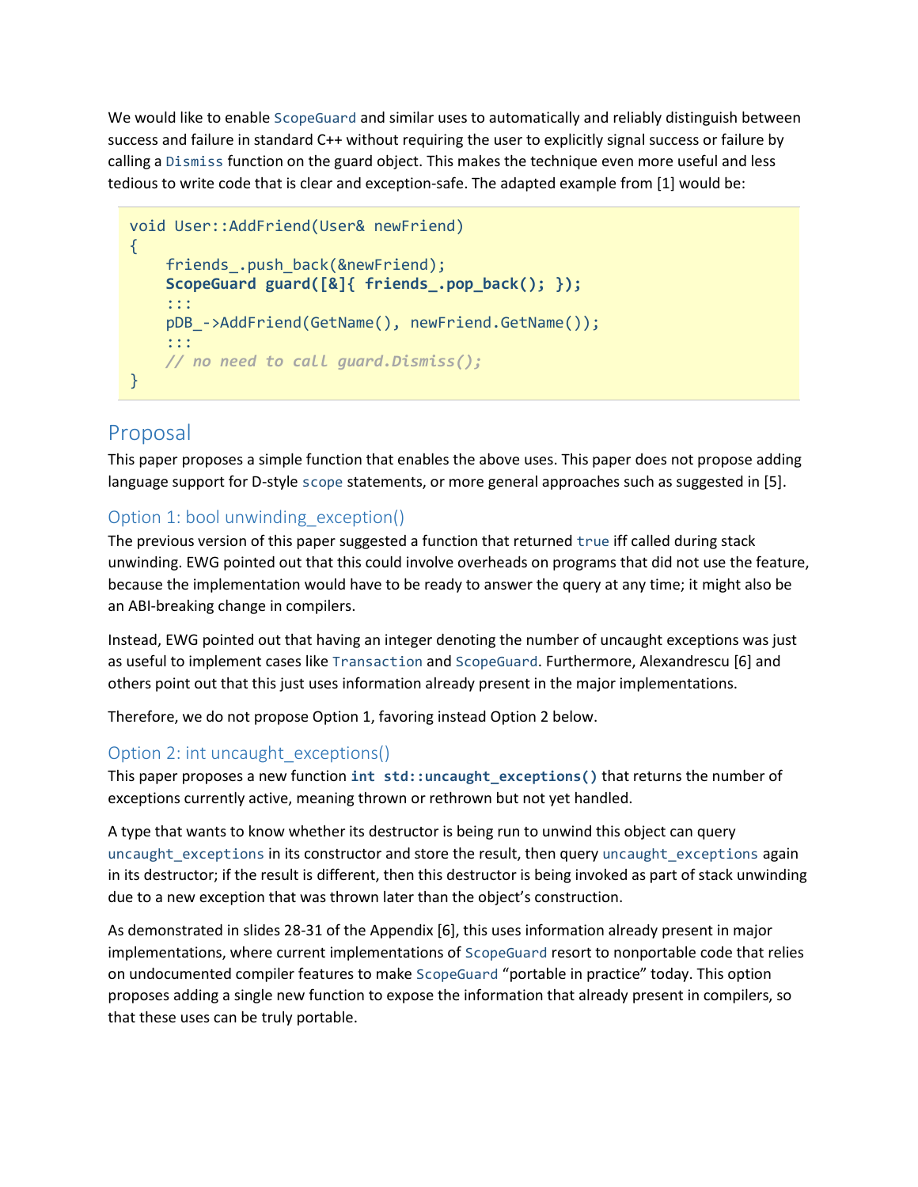We would like to enable ScopeGuard and similar uses to automatically and reliably distinguish between success and failure in standard C++ without requiring the user to explicitly signal success or failure by calling a Dismiss function on the guard object. This makes the technique even more useful and less tedious to write code that is clear and exception-safe. The adapted example from [1] would be:

```
void User::AddFriend(User& newFriend)
{
    friends_.push_back(&newFriend);
    ScopeGuard guard([&]{ friends_.pop_back(); });
    :::
    pDB_->AddFriend(GetName(), newFriend.GetName());
    :::
    // no need to call guard.Dismiss();
}
```

## Proposal

This paper proposes a simple function that enables the above uses. This paper does not propose adding language support for D-style scope statements, or more general approaches such as suggested in [5].

### Option 1: bool unwinding_exception()

The previous version of this paper suggested a function that returned true iff called during stack unwinding. EWG pointed out that this could involve overheads on programs that did not use the feature, because the implementation would have to be ready to answer the query at any time; it might also be an ABI-breaking change in compilers.

Instead, EWG pointed out that having an integer denoting the number of uncaught exceptions was just as useful to implement cases like Transaction and ScopeGuard. Furthermore, Alexandrescu [6] and others point out that this just uses information already present in the major implementations.

Therefore, we do not propose Option 1, favoring instead Option 2 below.

### Option 2: int uncaught_exceptions()

This paper proposes a new function **int std::uncaught_exceptions()** that returns the number of exceptions currently active, meaning thrown or rethrown but not yet handled.

A type that wants to know whether its destructor is being run to unwind this object can query uncaught_exceptions in its constructor and store the result, then query uncaught_exceptions again in its destructor; if the result is different, then this destructor is being invoked as part of stack unwinding due to a new exception that was thrown later than the object's construction.

As demonstrated in slides 28-31 of the Appendix [6], this uses information already present in major implementations, where current implementations of ScopeGuard resort to nonportable code that relies on undocumented compiler features to make ScopeGuard "portable in practice" today. This option proposes adding a single new function to expose the information that already present in compilers, so that these uses can be truly portable.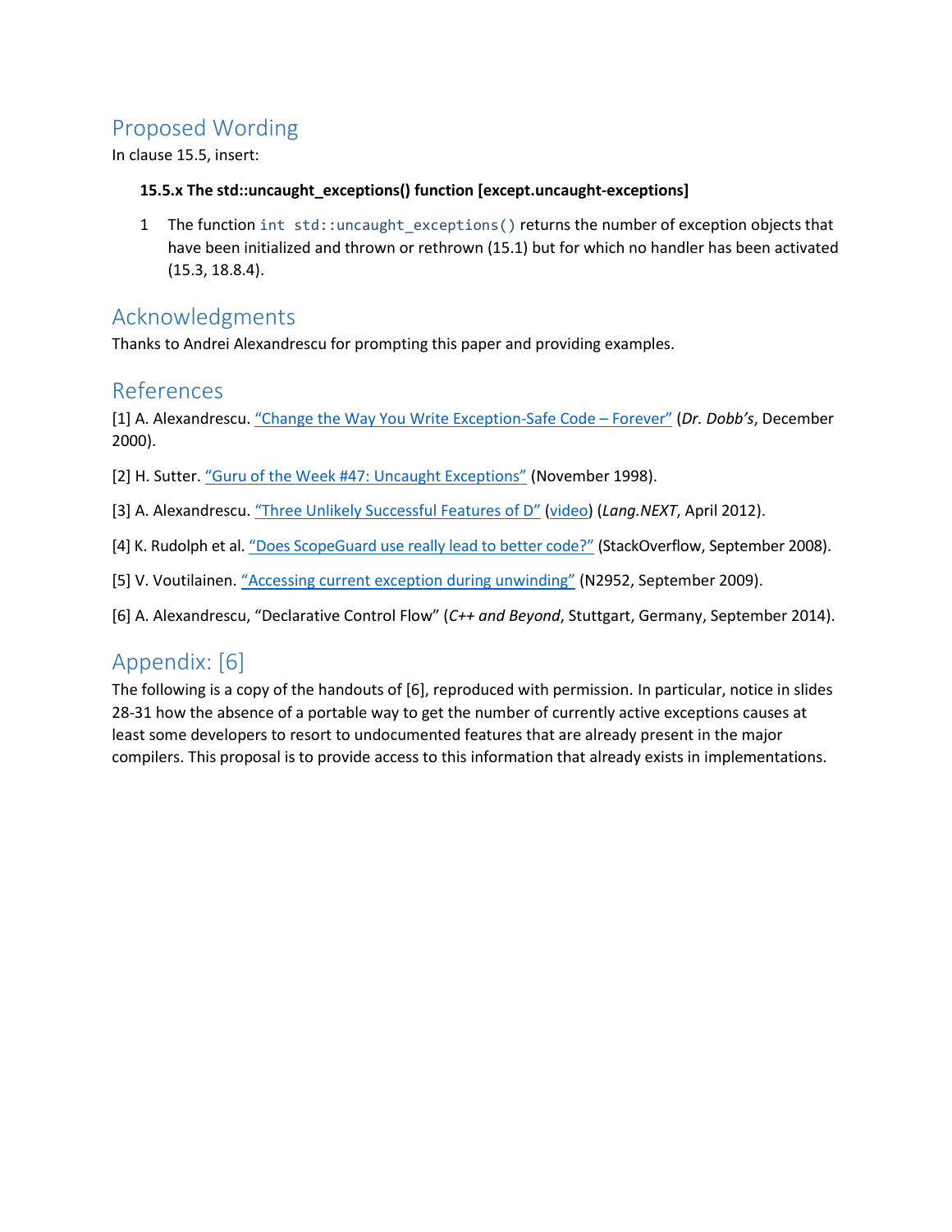## Proposed Wording

In clause 15.5, insert:

**15.5.x The std::uncaught_exceptions() function [except.uncaught-exceptions]**

1 The function `int std::uncaught_exceptions()` returns the number of exception objects that have been initialized and thrown or rethrown (15.1) but for which no handler has been activated (15.3, 18.8.4).

## Acknowledgments

Thanks to Andrei Alexandrescu for prompting this paper and providing examples.

## References

[1] A. Alexandrescu. "Change the Way You Write Exception-Safe Code – Forever" (*Dr. Dobb's*, December 2000).

[2] H. Sutter. "Guru of the Week #47: Uncaught Exceptions" (November 1998).

[3] A. Alexandrescu. "Three Unlikely Successful Features of D" (video) (*Lang.NEXT*, April 2012).

[4] K. Rudolph et al. "Does ScopeGuard use really lead to better code?" (StackOverflow, September 2008).

[5] V. Voutilainen. "Accessing current exception during unwinding" (N2952, September 2009).

[6] A. Alexandrescu, "Declarative Control Flow" (*C++ and Beyond*, Stuttgart, Germany, September 2014).

## Appendix: [6]

The following is a copy of the handouts of [6], reproduced with permission. In particular, notice in slides 28-31 how the absence of a portable way to get the number of currently active exceptions causes at least some developers to resort to undocumented features that are already present in the major compilers. This proposal is to provide access to this information that already exists in implementations.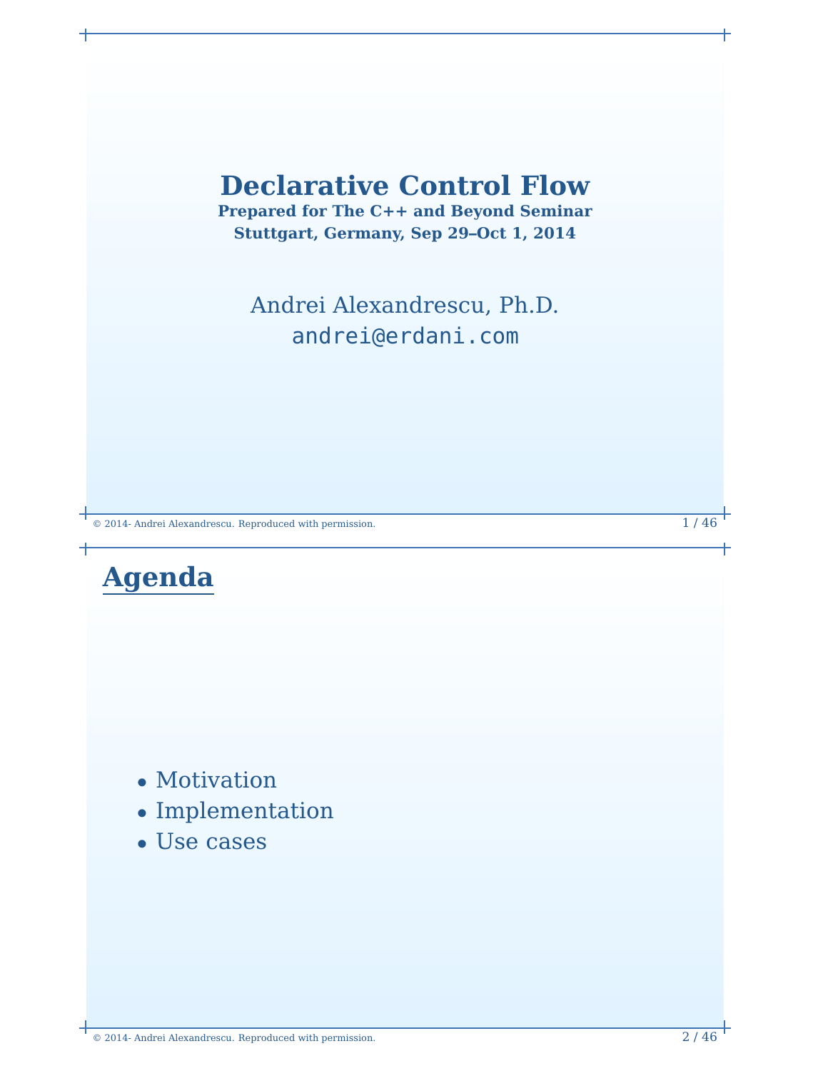# Declarative Control Flow

**Prepared for The C++ and Beyond Seminar**

**Stuttgart, Germany, Sep 29–Oct 1, 2014**

Andrei Alexandrescu, Ph.D.

andrei@erdani.com

## Agenda

- Motivation
- Implementation
- Use cases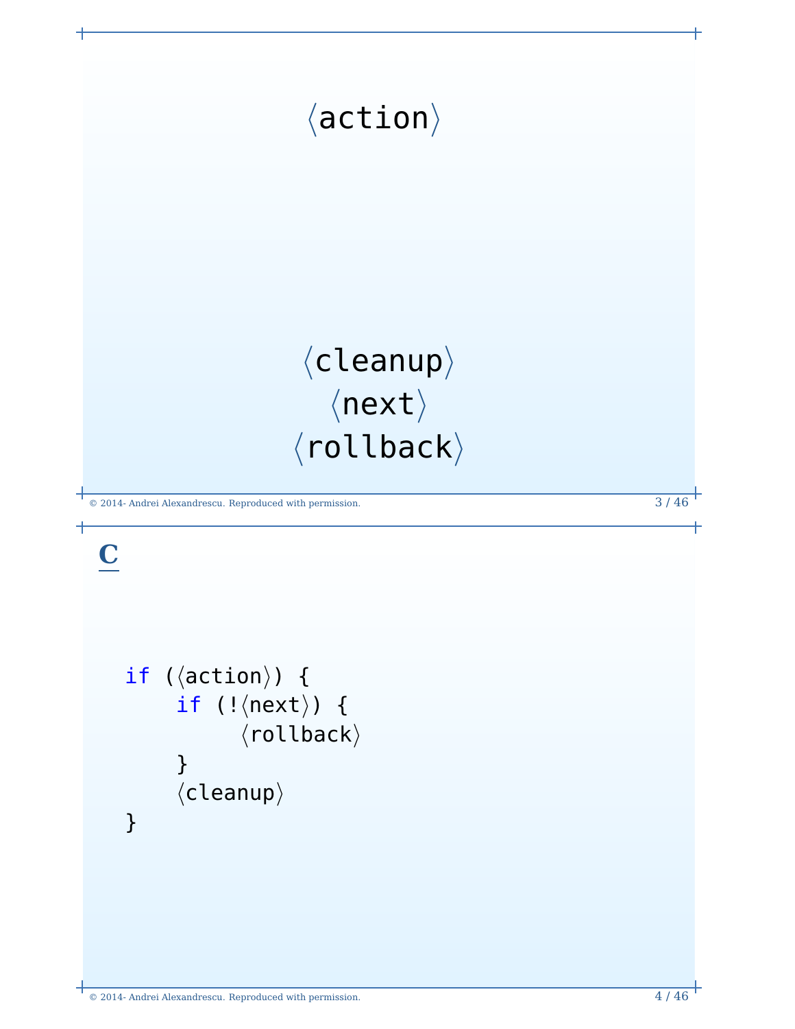⟨action⟩

⟨cleanup⟩
⟨next⟩
⟨rollback⟩

## C

```
if (⟨action⟩) {
    if (!⟨next⟩) {
        ⟨rollback⟩
    }
    ⟨cleanup⟩
}
```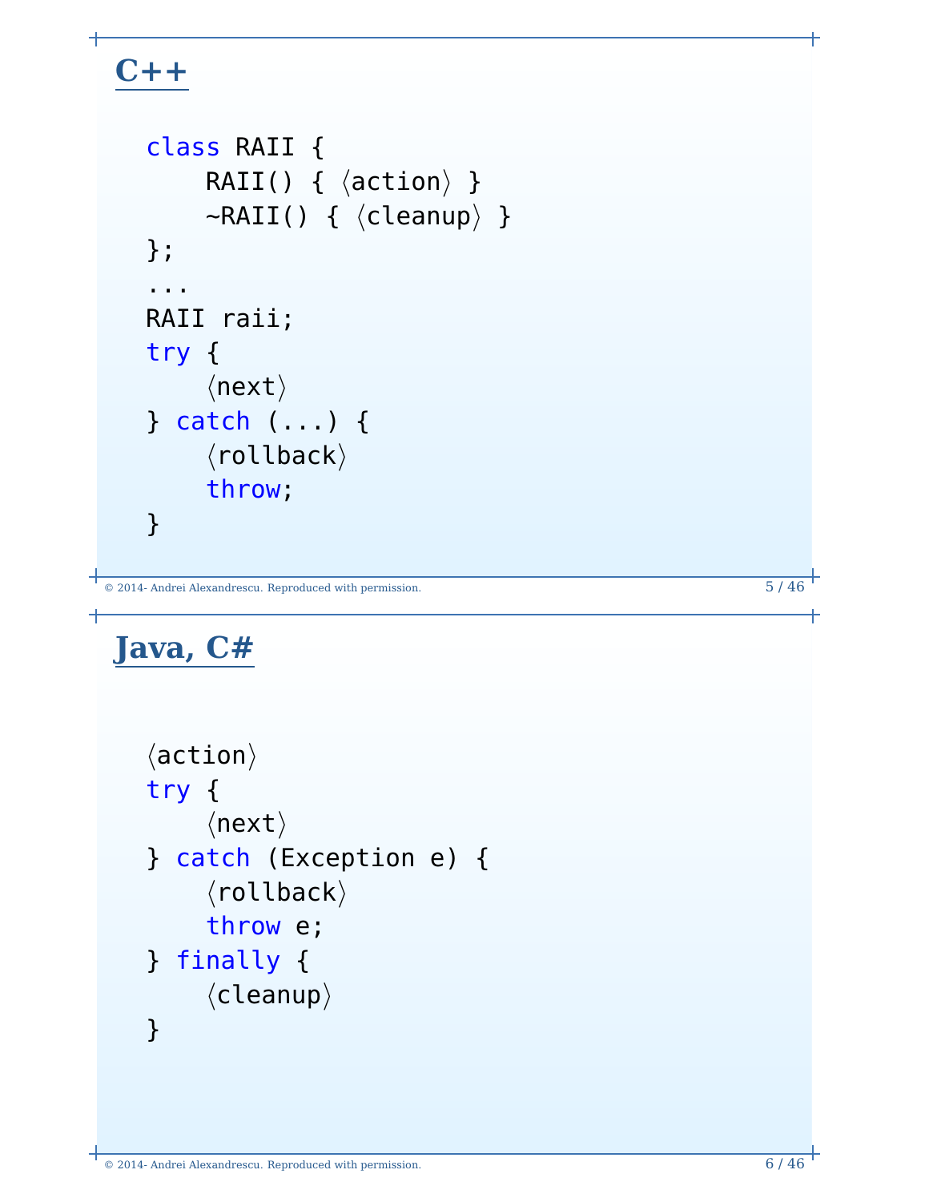## C++

```
class RAII {
    RAII() { ⟨action⟩ }
    ~RAII() { ⟨cleanup⟩ }
};
...
RAII raii;
try {
    ⟨next⟩
} catch (...) {
    ⟨rollback⟩
    throw;
}
```

© 2014- Andrei Alexandrescu. Reproduced with permission.

## Java, C#

```
⟨action⟩
try {
    ⟨next⟩
} catch (Exception e) {
    ⟨rollback⟩
    throw e;
} finally {
    ⟨cleanup⟩
}
```

© 2014- Andrei Alexandrescu. Reproduced with permission.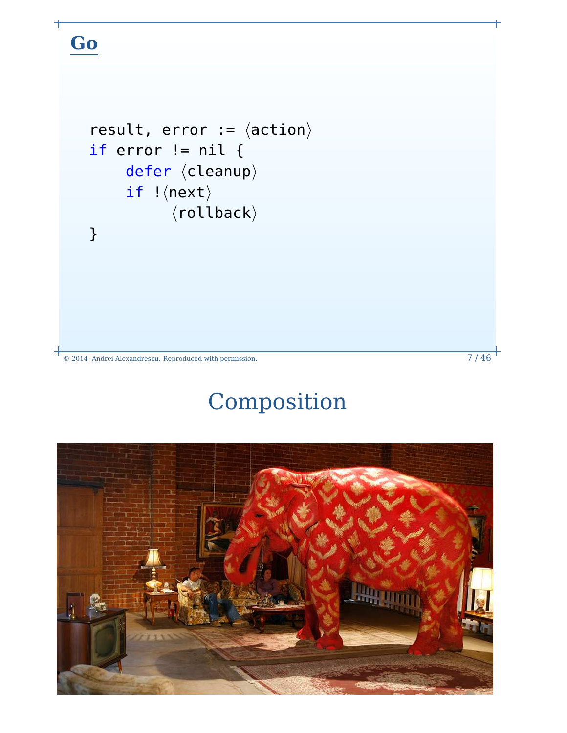## Go

```
result, error := ⟨action⟩
if error != nil {
    defer ⟨cleanup⟩
    if !⟨next⟩
        ⟨rollback⟩
}
```

© 2014- Andrei Alexandrescu. Reproduced with permission.

# Composition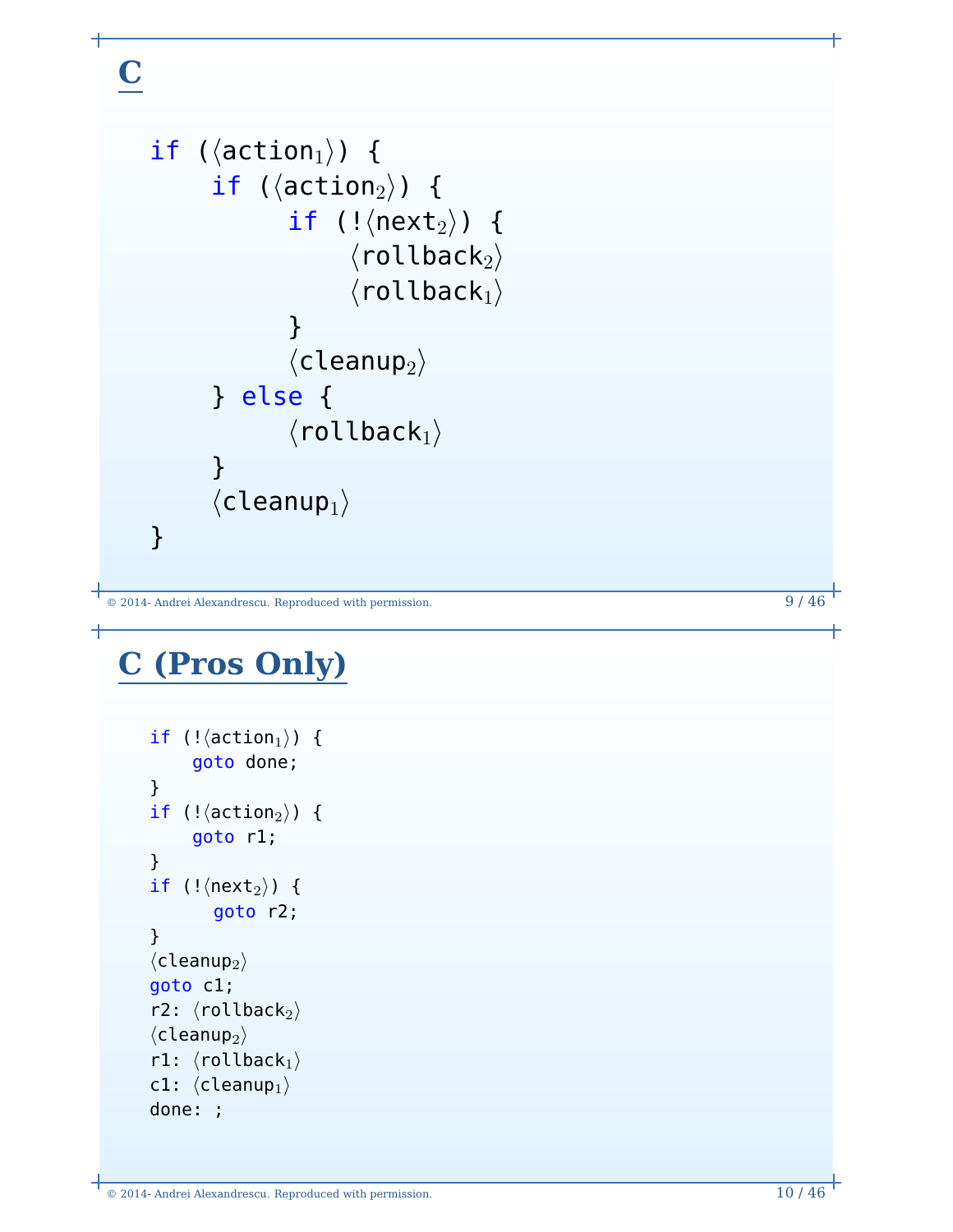## C

```
if (⟨action₁⟩) {
    if (⟨action₂⟩) {
        if (!⟨next₂⟩) {
            ⟨rollback₂⟩
            ⟨rollback₁⟩
        }
        ⟨cleanup₂⟩
    } else {
        ⟨rollback₁⟩
    }
    ⟨cleanup₁⟩
}
```

## C (Pros Only)

```
if (!⟨action₁⟩) {
    goto done;
}
if (!⟨action₂⟩) {
    goto r1;
}
if (!⟨next₂⟩) {
      goto r2;
}
⟨cleanup₂⟩
goto c1;
r2: ⟨rollback₂⟩
⟨cleanup₂⟩
r1: ⟨rollback₁⟩
c1: ⟨cleanup₁⟩
done: ;
```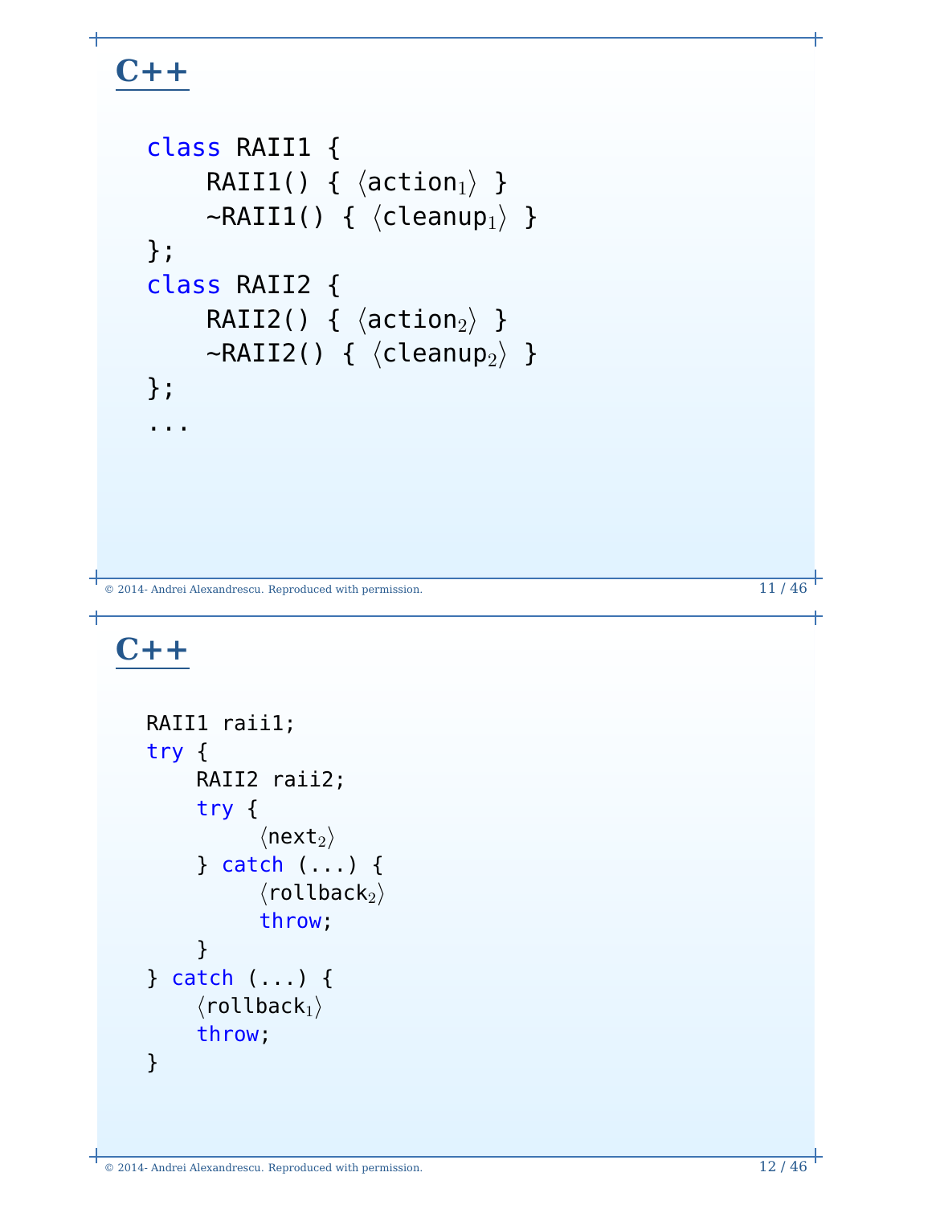## C++

```
class RAII1 {
    RAII1() { ⟨action1⟩ }
    ~RAII1() { ⟨cleanup1⟩ }
};
class RAII2 {
    RAII2() { ⟨action2⟩ }
    ~RAII2() { ⟨cleanup2⟩ }
};
...
```

## C++

```
RAII1 raii1;
try {
    RAII2 raii2;
    try {
        ⟨next2⟩
    } catch (...) {
        ⟨rollback2⟩
        throw;
    }
} catch (...) {
    ⟨rollback1⟩
    throw;
}
```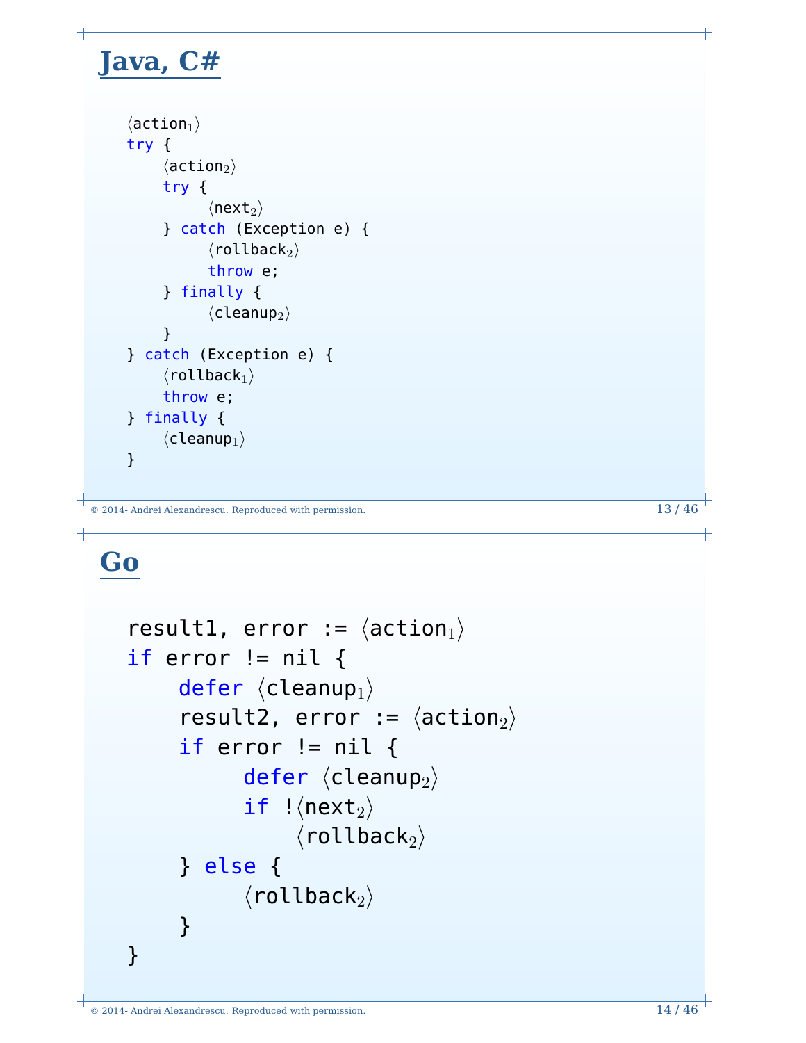## Java, C#

```
⟨action₁⟩
try {
    ⟨action₂⟩
    try {
        ⟨next₂⟩
    } catch (Exception e) {
        ⟨rollback₂⟩
        throw e;
    } finally {
        ⟨cleanup₂⟩
    }
} catch (Exception e) {
    ⟨rollback₁⟩
    throw e;
} finally {
    ⟨cleanup₁⟩
}
```

© 2014- Andrei Alexandrescu. Reproduced with permission.

## Go

```
result1, error := ⟨action₁⟩
if error != nil {
    defer ⟨cleanup₁⟩
    result2, error := ⟨action₂⟩
    if error != nil {
        defer ⟨cleanup₂⟩
        if !⟨next₂⟩
            ⟨rollback₂⟩
    } else {
        ⟨rollback₂⟩
    }
}
```

© 2014- Andrei Alexandrescu. Reproduced with permission.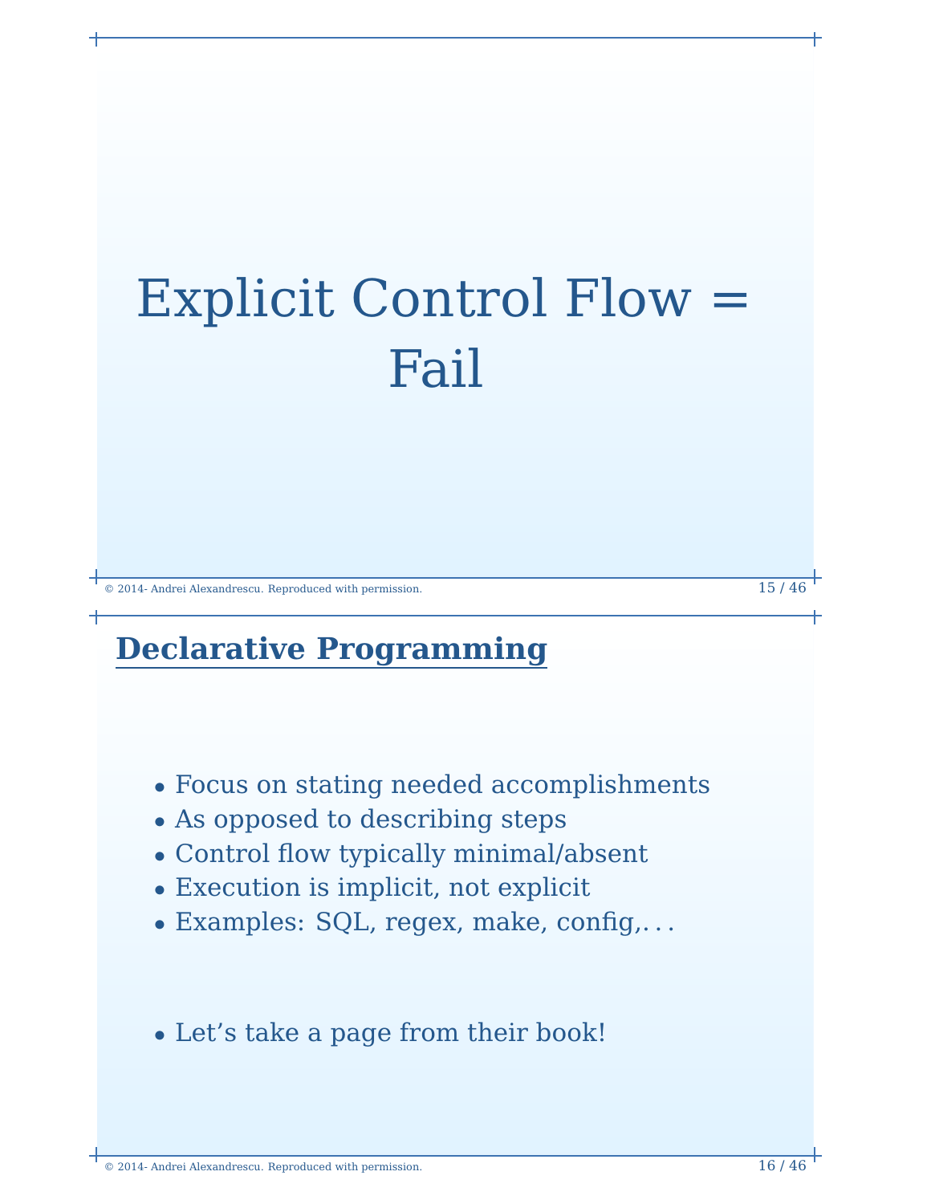# Explicit Control Flow = Fail

## Declarative Programming

- Focus on stating needed accomplishments
- As opposed to describing steps
- Control flow typically minimal/absent
- Execution is implicit, not explicit
- Examples: SQL, regex, make, config,. . .

- Let’s take a page from their book!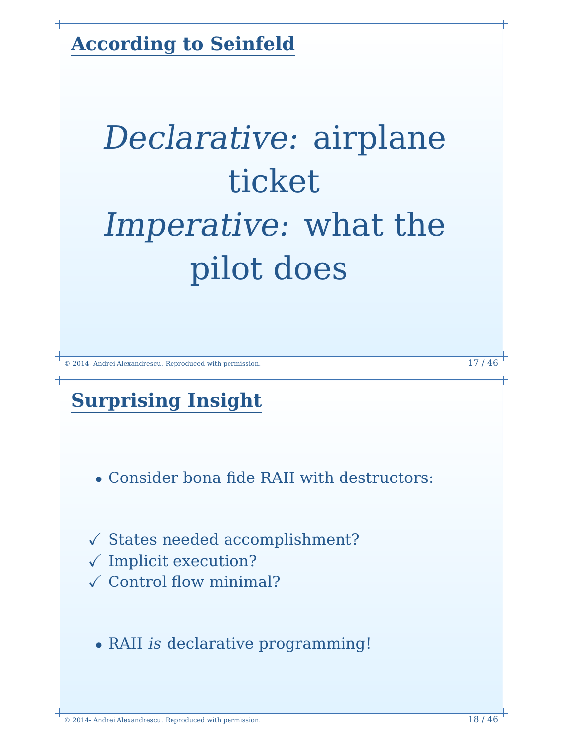## According to Seinfeld

*Declarative:* airplane ticket
*Imperative:* what the pilot does

## Surprising Insight

- Consider bona fide RAII with destructors:

✓ States needed accomplishment?
✓ Implicit execution?
✓ Control flow minimal?

- RAII *is* declarative programming!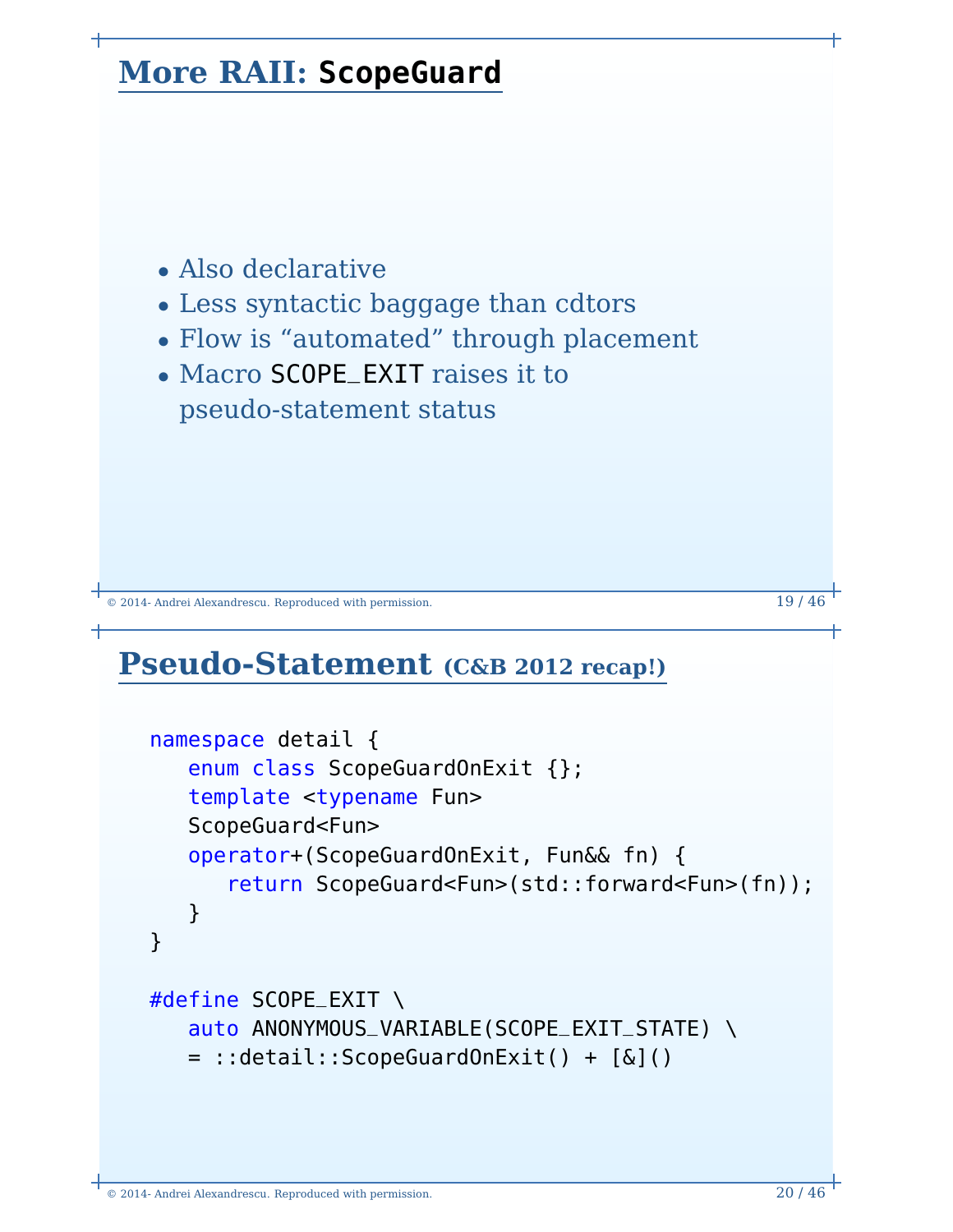# More RAII: `ScopeGuard`

- Also declarative
- Less syntactic baggage than cdtors
- Flow is “automated” through placement
- Macro `SCOPE_EXIT` raises it to pseudo-statement status

# Pseudo-Statement (C&B 2012 recap!)

```
namespace detail {
   enum class ScopeGuardOnExit {};
   template <typename Fun>
   ScopeGuard<Fun>
   operator+(ScopeGuardOnExit, Fun&& fn) {
      return ScopeGuard<Fun>(std::forward<Fun>(fn));
   }
}

#define SCOPE_EXIT \
   auto ANONYMOUS_VARIABLE(SCOPE_EXIT_STATE) \
   = ::detail::ScopeGuardOnExit() + [&]()
```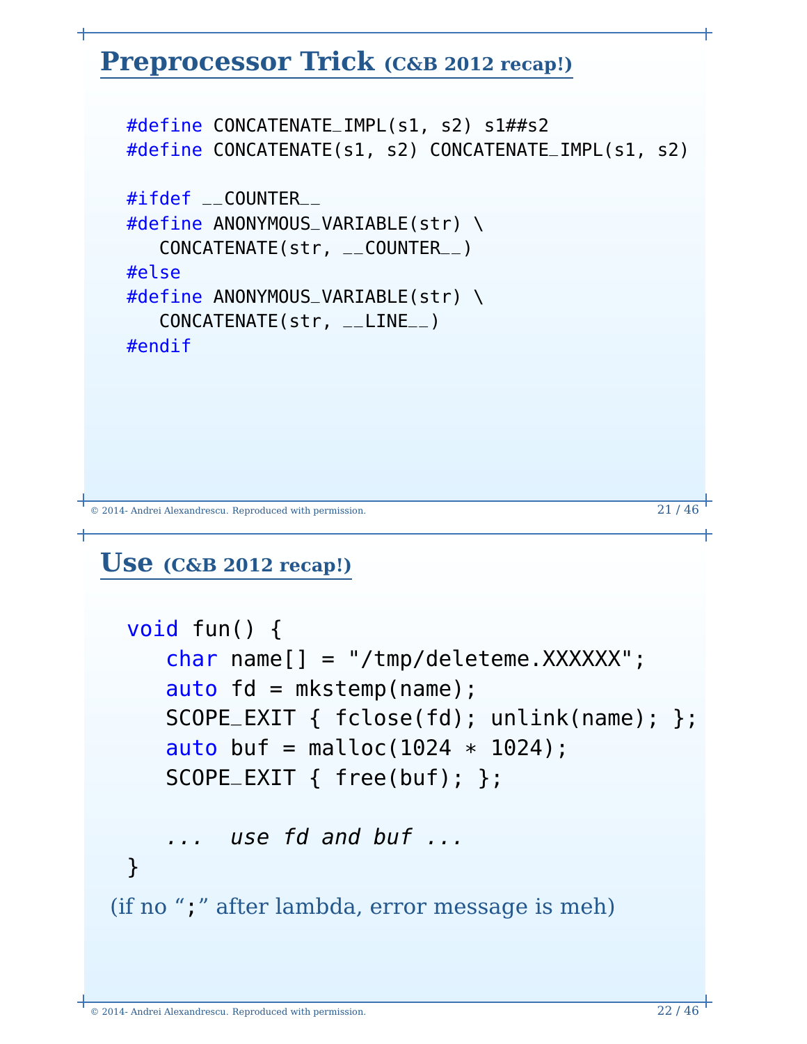## Preprocessor Trick (C&B 2012 recap!)

```
#define CONCATENATE_IMPL(s1, s2) s1##s2
#define CONCATENATE(s1, s2) CONCATENATE_IMPL(s1, s2)

#ifdef __COUNTER__
#define ANONYMOUS_VARIABLE(str) \
   CONCATENATE(str, __COUNTER__)
#else
#define ANONYMOUS_VARIABLE(str) \
   CONCATENATE(str, __LINE__)
#endif
```

## Use (C&B 2012 recap!)

```
void fun() {
   char name[] = "/tmp/deleteme.XXXXXX";
   auto fd = mkstemp(name);
   SCOPE_EXIT { fclose(fd); unlink(name); };
   auto buf = malloc(1024 * 1024);
   SCOPE_EXIT { free(buf); };

   ...  use fd and buf ...
}
```

(if no “;” after lambda, error message is meh)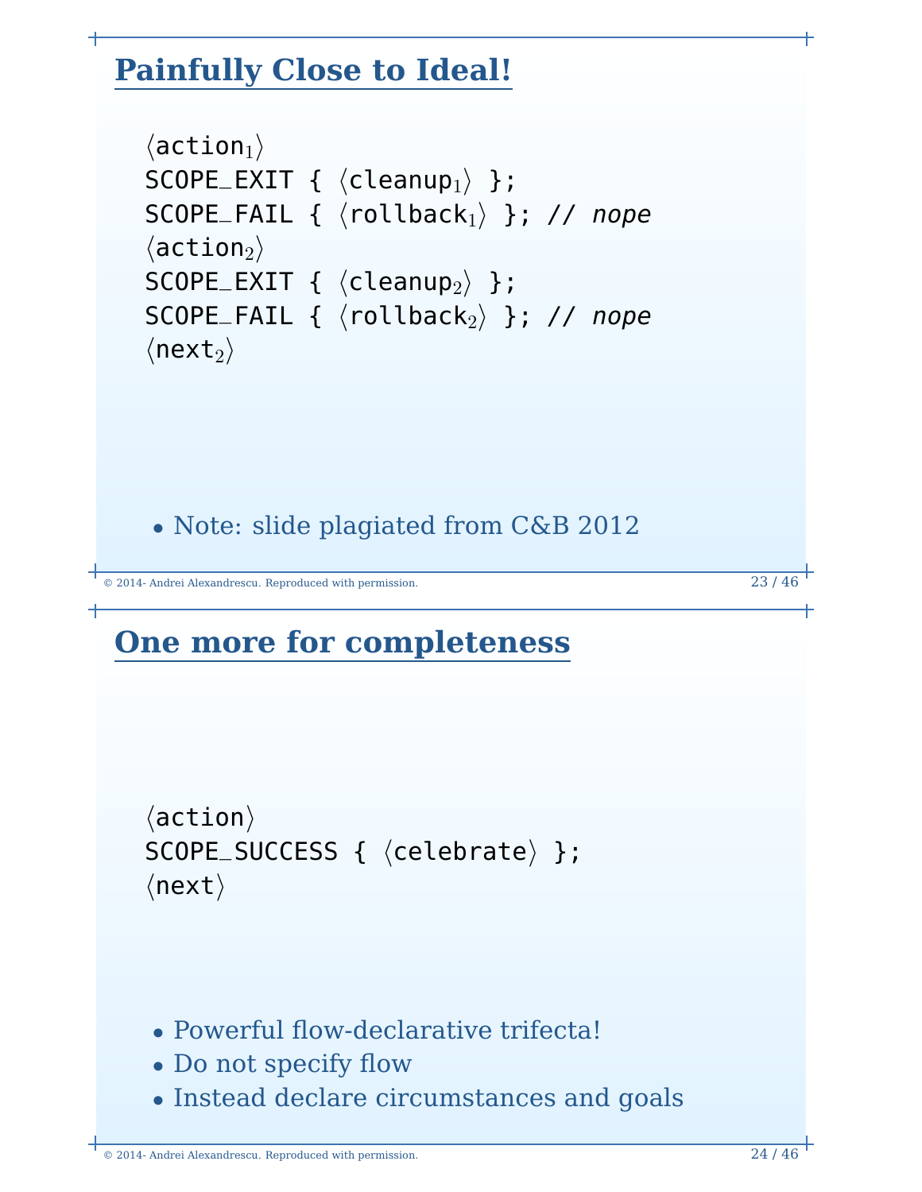## Painfully Close to Ideal!

```
⟨action1⟩
SCOPE_EXIT { ⟨cleanup1⟩ };
SCOPE_FAIL { ⟨rollback1⟩ }; // nope
⟨action2⟩
SCOPE_EXIT { ⟨cleanup2⟩ };
SCOPE_FAIL { ⟨rollback2⟩ }; // nope
⟨next2⟩
```

- Note: slide plagiated from C&B 2012

© 2014- Andrei Alexandrescu. Reproduced with permission.

## One more for completeness

```
⟨action⟩
SCOPE_SUCCESS { ⟨celebrate⟩ };
⟨next⟩
```

- Powerful flow-declarative trifecta!
- Do not specify flow
- Instead declare circumstances and goals

© 2014- Andrei Alexandrescu. Reproduced with permission.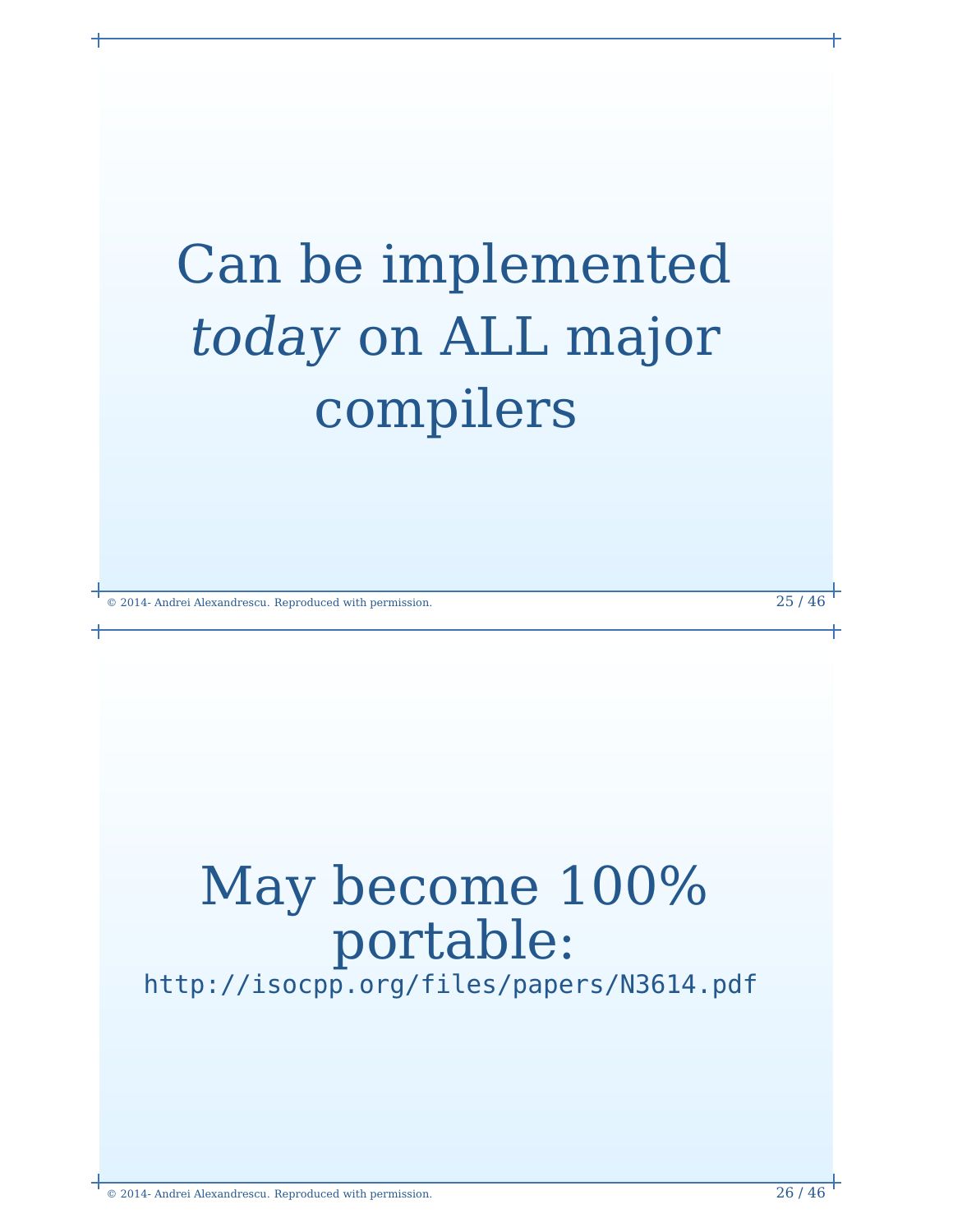Can be implemented *today* on ALL major compilers

May become 100% portable:

`http://isocpp.org/files/papers/N3614.pdf`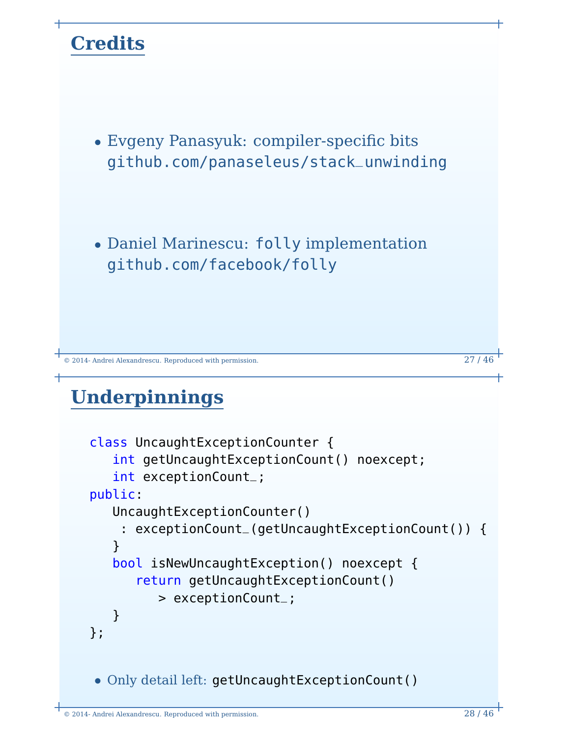## Credits

- Evgeny Panasyuk: compiler-specific bits
  `github.com/panaseleus/stack_unwinding`

- Daniel Marinescu: `folly` implementation
  `github.com/facebook/folly`

## Underpinnings

```
class UncaughtExceptionCounter {
   int getUncaughtExceptionCount() noexcept;
   int exceptionCount_;
public:
   UncaughtExceptionCounter()
    : exceptionCount_(getUncaughtExceptionCount()) {
   }
   bool isNewUncaughtException() noexcept {
      return getUncaughtExceptionCount()
         > exceptionCount_;
   }
};
```

- Only detail left: `getUncaughtExceptionCount()`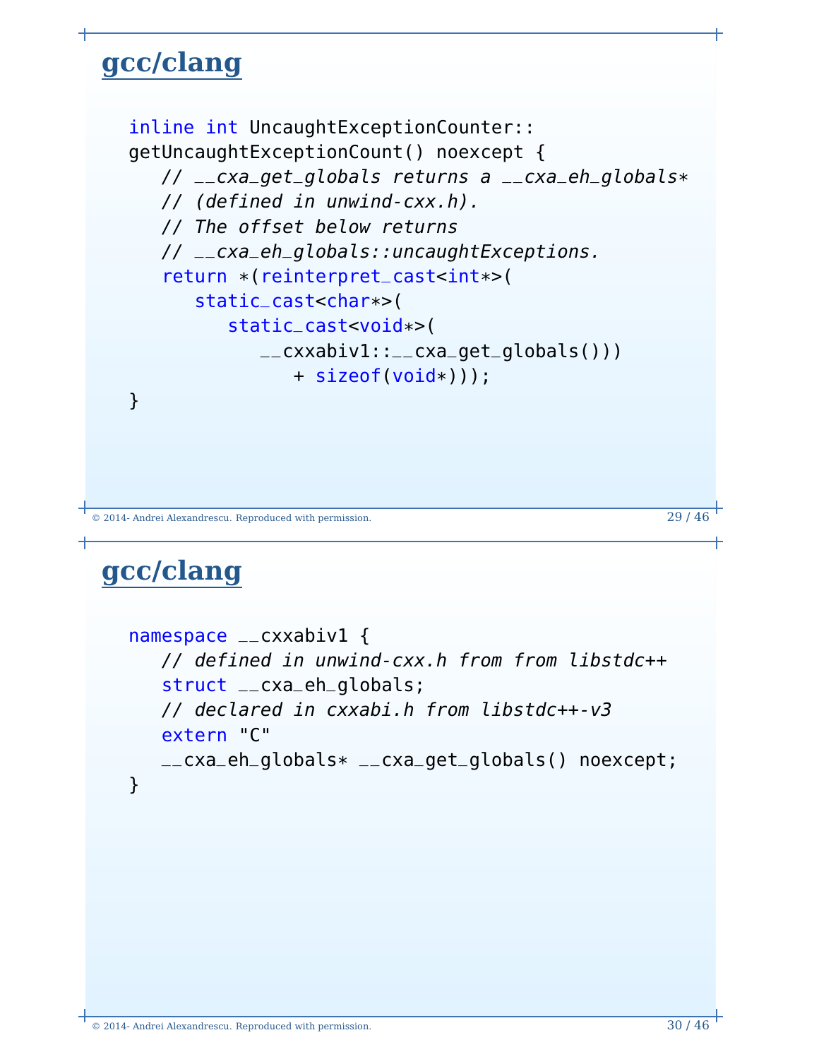## gcc/clang

```
inline int UncaughtExceptionCounter::
getUncaughtExceptionCount() noexcept {
   // __cxa_get_globals returns a __cxa_eh_globals*
   // (defined in unwind-cxx.h).
   // The offset below returns
   // __cxa_eh_globals::uncaughtExceptions.
   return *(reinterpret_cast<int*>(
      static_cast<char*>(
         static_cast<void*>(
            __cxxabiv1::__cxa_get_globals()))
               + sizeof(void*)));
}
```

## gcc/clang

```
namespace __cxxabiv1 {
   // defined in unwind-cxx.h from from libstdc++
   struct __cxa_eh_globals;
   // declared in cxxabi.h from libstdc++-v3
   extern "C"
   __cxa_eh_globals* __cxa_get_globals() noexcept;
}
```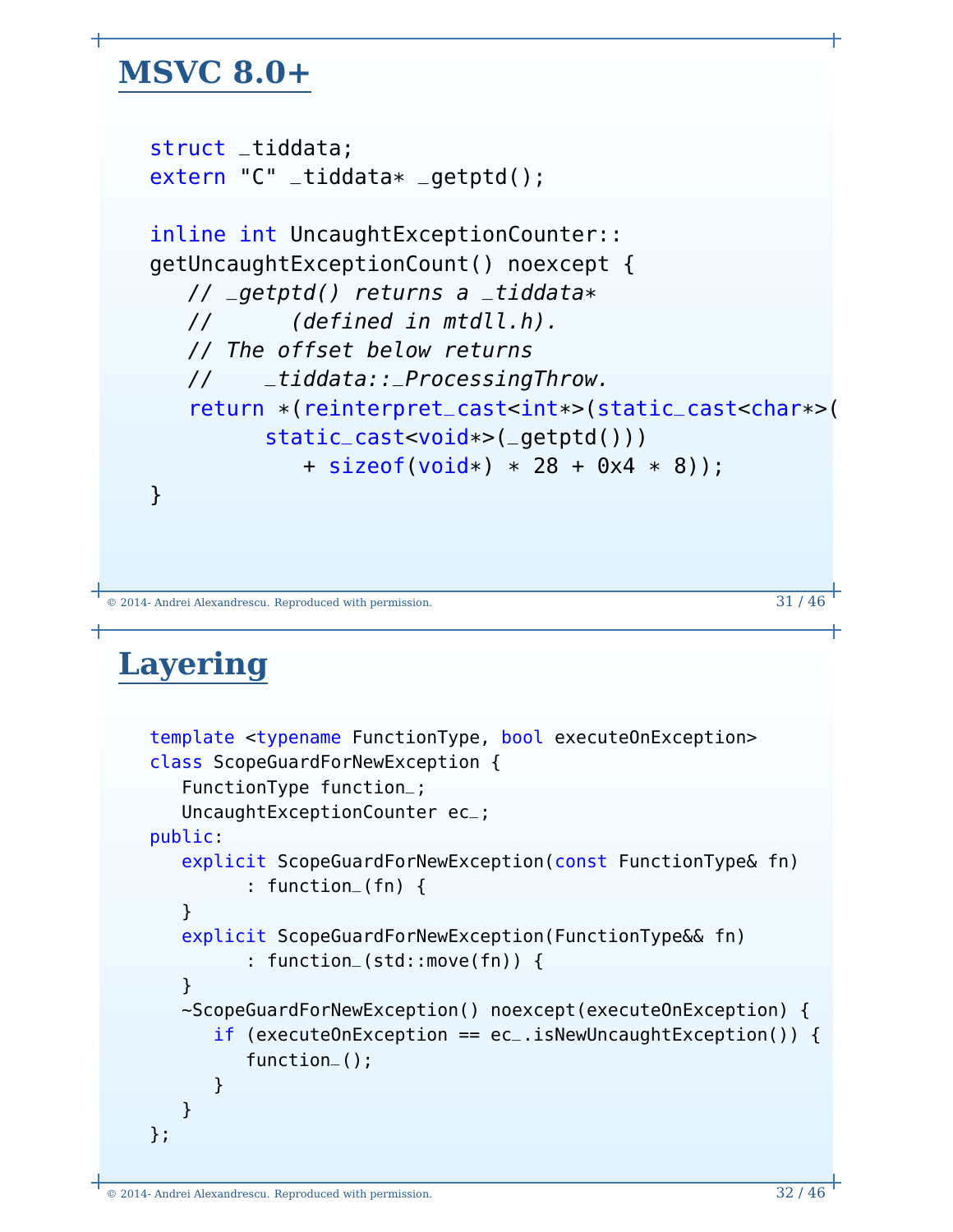## MSVC 8.0+

```
struct _tiddata;
extern "C" _tiddata* _getptd();

inline int UncaughtExceptionCounter::
getUncaughtExceptionCount() noexcept {
   // _getptd() returns a _tiddata*
   //      (defined in mtdll.h).
   // The offset below returns
   //    _tiddata::_ProcessingThrow.
   return *(reinterpret_cast<int*>(static_cast<char*>(
         static_cast<void*>(_getptd()))
            + sizeof(void*) * 28 + 0x4 * 8));
}
```

## Layering

```
template <typename FunctionType, bool executeOnException>
class ScopeGuardForNewException {
   FunctionType function_;
   UncaughtExceptionCounter ec_;
public:
   explicit ScopeGuardForNewException(const FunctionType& fn)
         : function_(fn) {
   }
   explicit ScopeGuardForNewException(FunctionType&& fn)
         : function_(std::move(fn)) {
   }
   ~ScopeGuardForNewException() noexcept(executeOnException) {
      if (executeOnException == ec_.isNewUncaughtException()) {
         function_();
      }
   }
};
```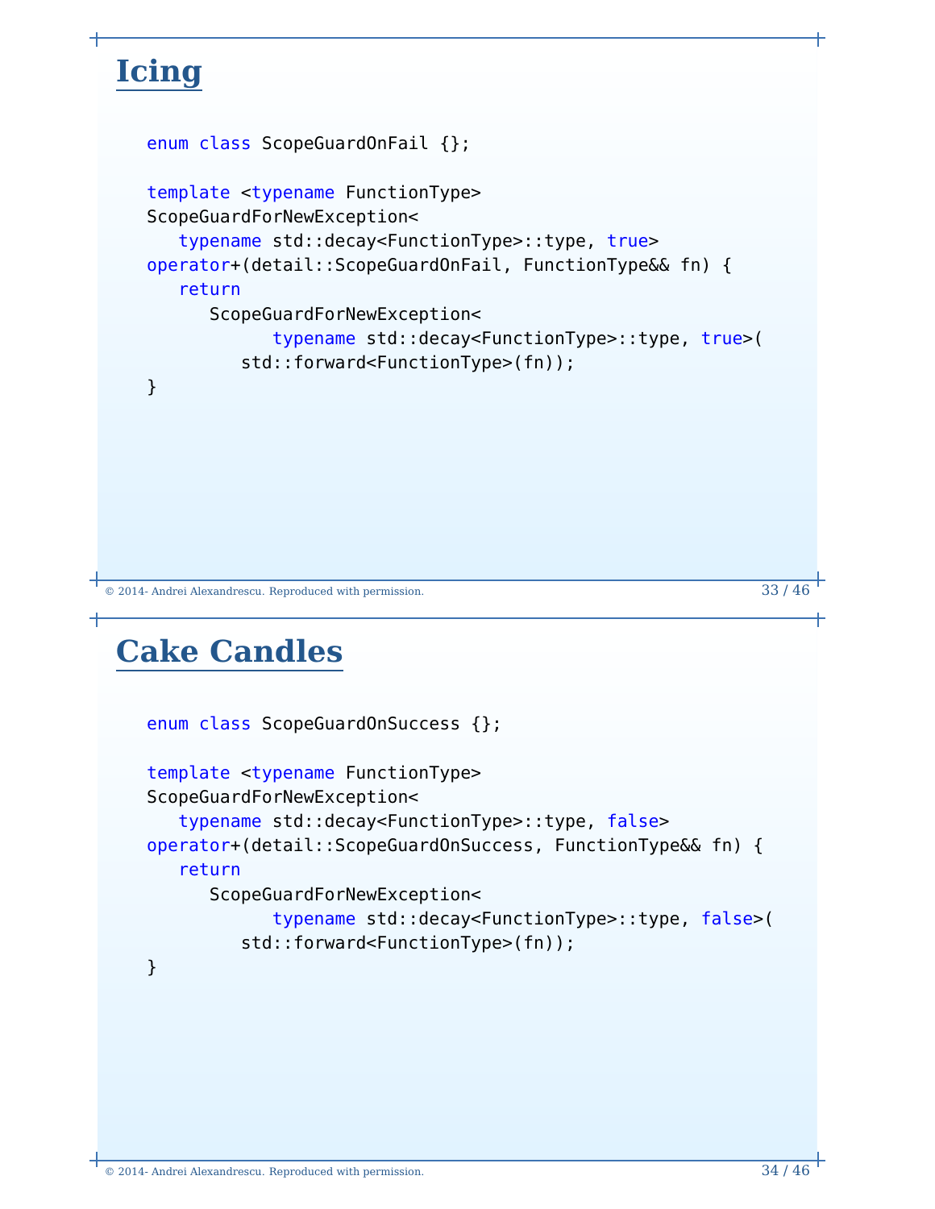# Icing

```
enum class ScopeGuardOnFail {};

template <typename FunctionType>
ScopeGuardForNewException<
   typename std::decay<FunctionType>::type, true>
operator+(detail::ScopeGuardOnFail, FunctionType&& fn) {
   return
      ScopeGuardForNewException<
            typename std::decay<FunctionType>::type, true>(
         std::forward<FunctionType>(fn));
}
```

© 2014- Andrei Alexandrescu. Reproduced with permission.

# Cake Candles

```
enum class ScopeGuardOnSuccess {};

template <typename FunctionType>
ScopeGuardForNewException<
   typename std::decay<FunctionType>::type, false>
operator+(detail::ScopeGuardOnSuccess, FunctionType&& fn) {
   return
      ScopeGuardForNewException<
            typename std::decay<FunctionType>::type, false>(
         std::forward<FunctionType>(fn));
}
```

© 2014- Andrei Alexandrescu. Reproduced with permission.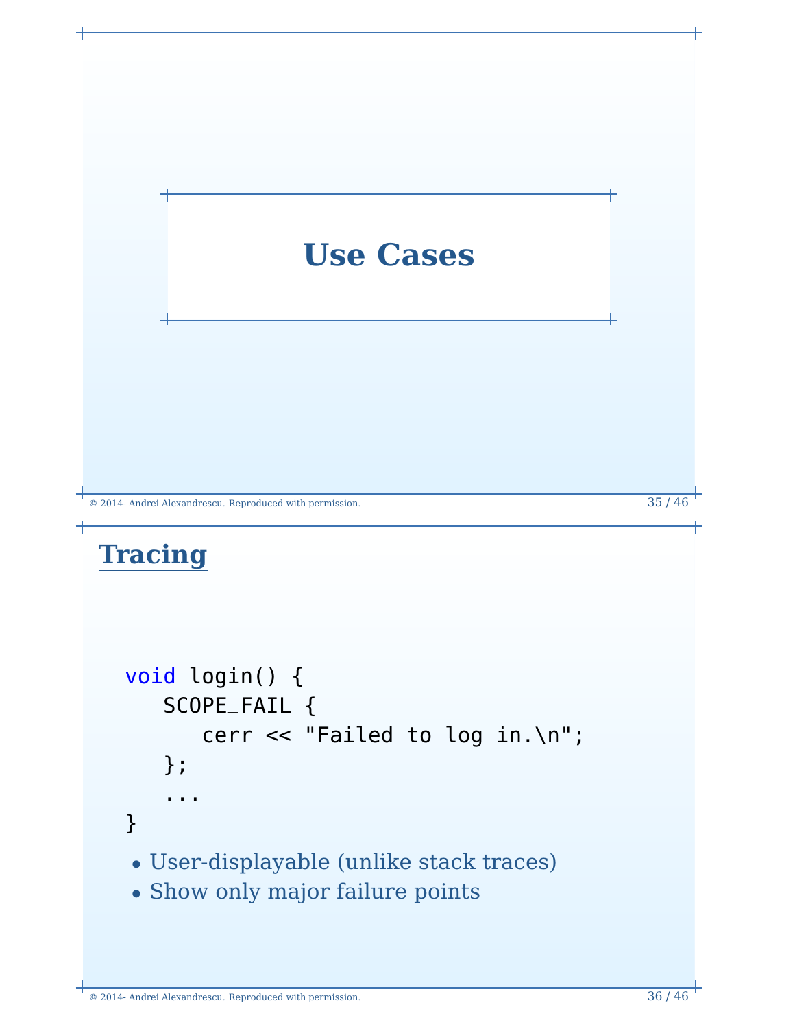# Use Cases

## Tracing

```
void login() {
   SCOPE_FAIL {
      cerr << "Failed to log in.\n";
   };
   ...
}
```

- User-displayable (unlike stack traces)
- Show only major failure points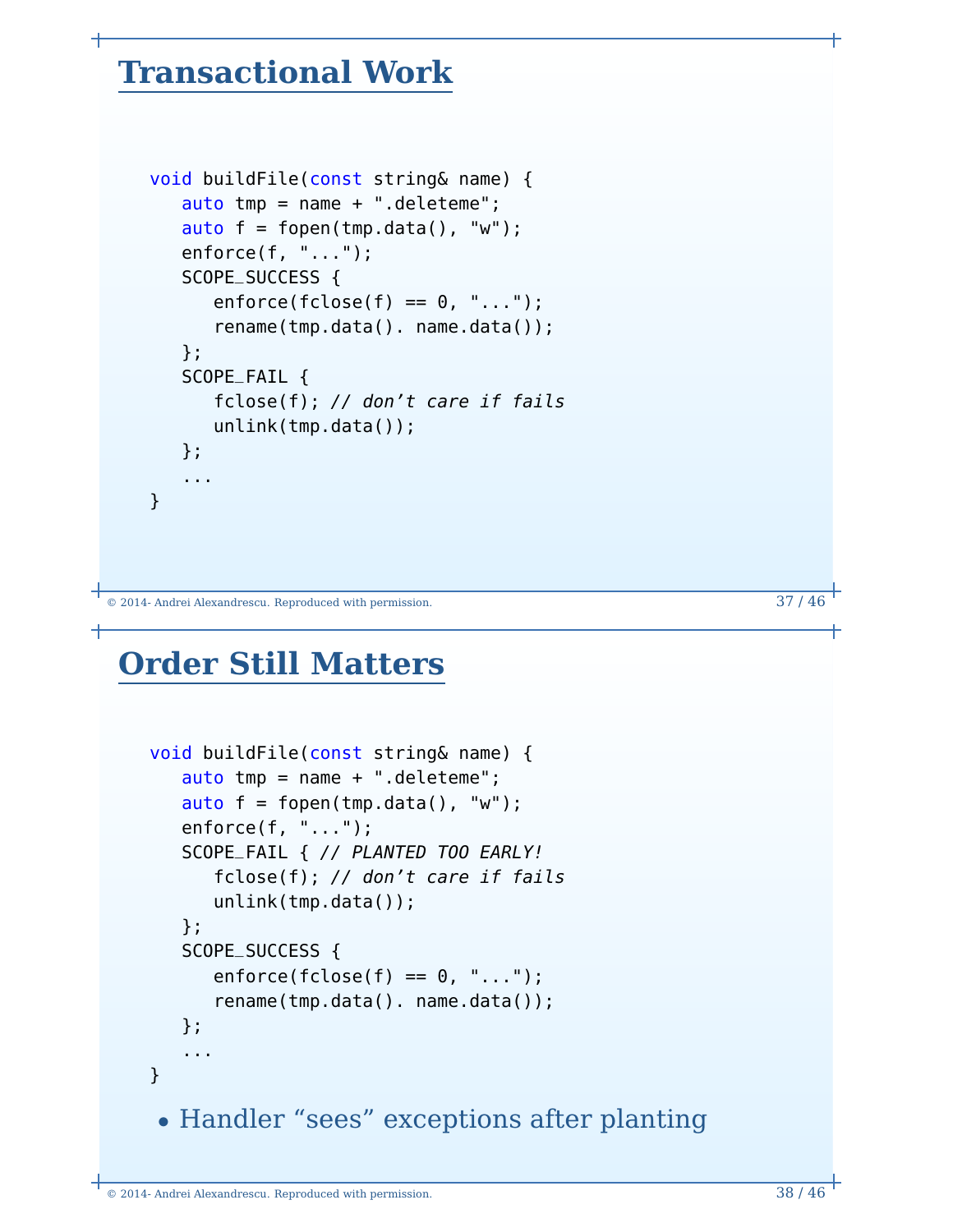# Transactional Work

```
void buildFile(const string& name) {
   auto tmp = name + ".deleteme";
   auto f = fopen(tmp.data(), "w");
   enforce(f, "...");
   SCOPE_SUCCESS {
      enforce(fclose(f) == 0, "...");
      rename(tmp.data(). name.data());
   };
   SCOPE_FAIL {
      fclose(f); // don't care if fails
      unlink(tmp.data());
   };
   ...
}
```

© 2014- Andrei Alexandrescu. Reproduced with permission.

# Order Still Matters

```
void buildFile(const string& name) {
   auto tmp = name + ".deleteme";
   auto f = fopen(tmp.data(), "w");
   enforce(f, "...");
   SCOPE_FAIL { // PLANTED TOO EARLY!
      fclose(f); // don't care if fails
      unlink(tmp.data());
   };
   SCOPE_SUCCESS {
      enforce(fclose(f) == 0, "...");
      rename(tmp.data(). name.data());
   };
   ...
}
```

- Handler "sees" exceptions after planting

© 2014- Andrei Alexandrescu. Reproduced with permission.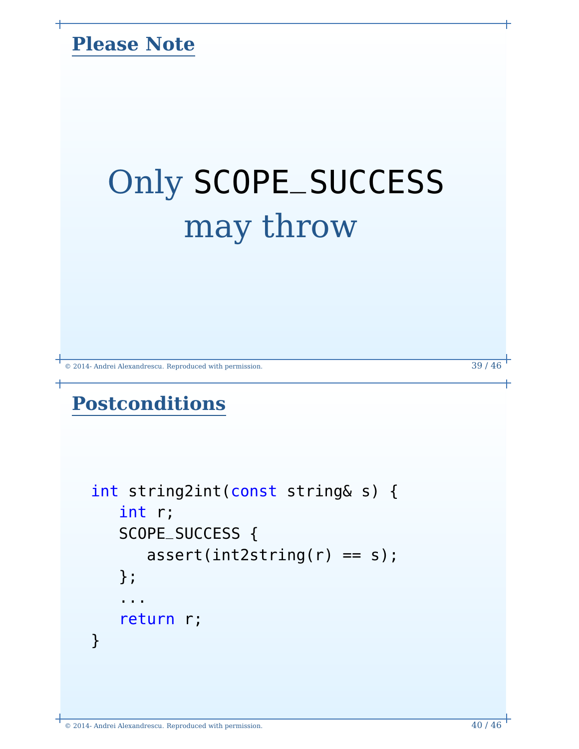## Please Note

Only `SCOPE_SUCCESS` may throw

## Postconditions

```
int string2int(const string& s) {
   int r;
   SCOPE_SUCCESS {
      assert(int2string(r) == s);
   };
   ...
   return r;
}
```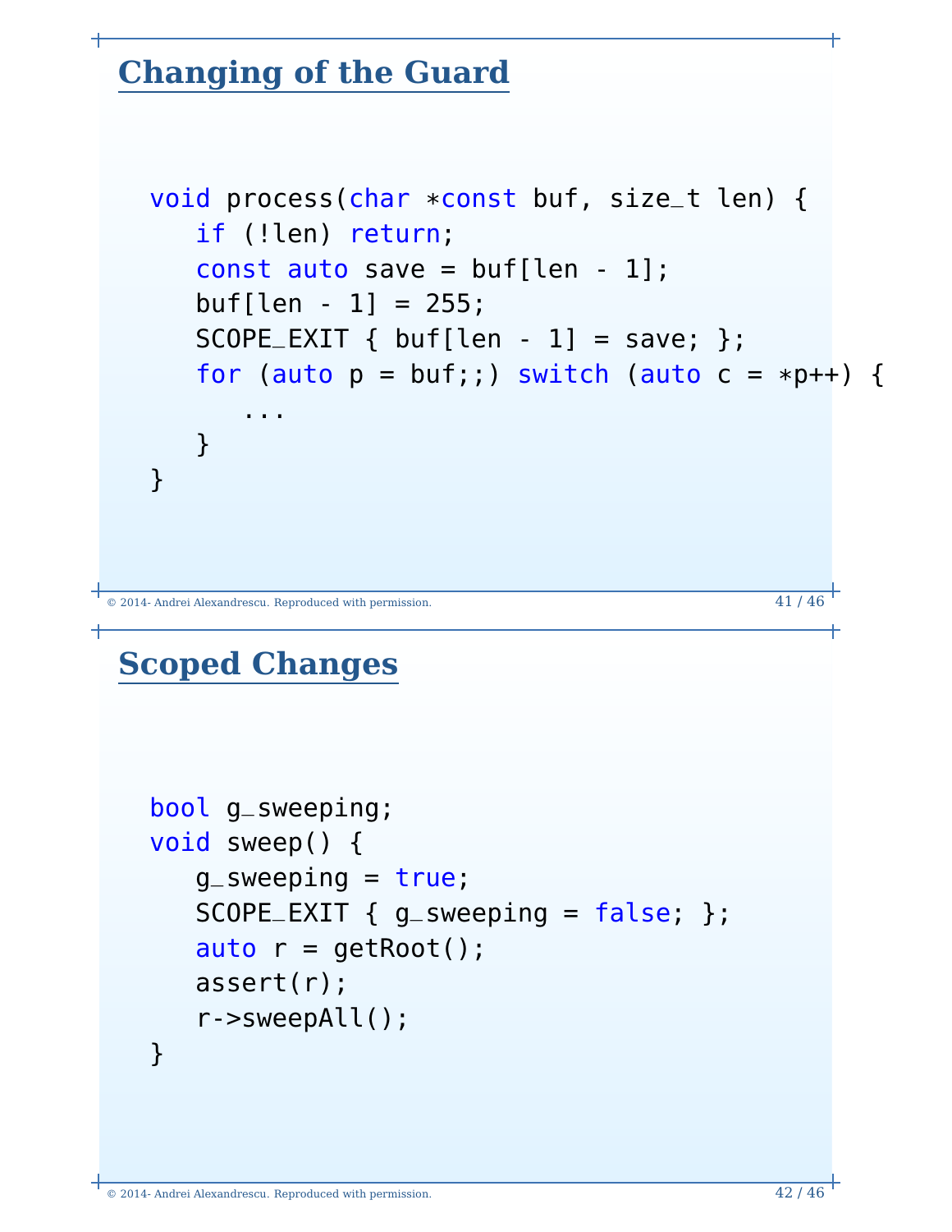## Changing of the Guard

```
void process(char *const buf, size_t len) {
   if (!len) return;
   const auto save = buf[len - 1];
   buf[len - 1] = 255;
   SCOPE_EXIT { buf[len - 1] = save; };
   for (auto p = buf;;) switch (auto c = *p++) {
      ...
   }
}
```

© 2014- Andrei Alexandrescu. Reproduced with permission.

## Scoped Changes

```
bool g_sweeping;
void sweep() {
   g_sweeping = true;
   SCOPE_EXIT { g_sweeping = false; };
   auto r = getRoot();
   assert(r);
   r->sweepAll();
}
```

© 2014- Andrei Alexandrescu. Reproduced with permission.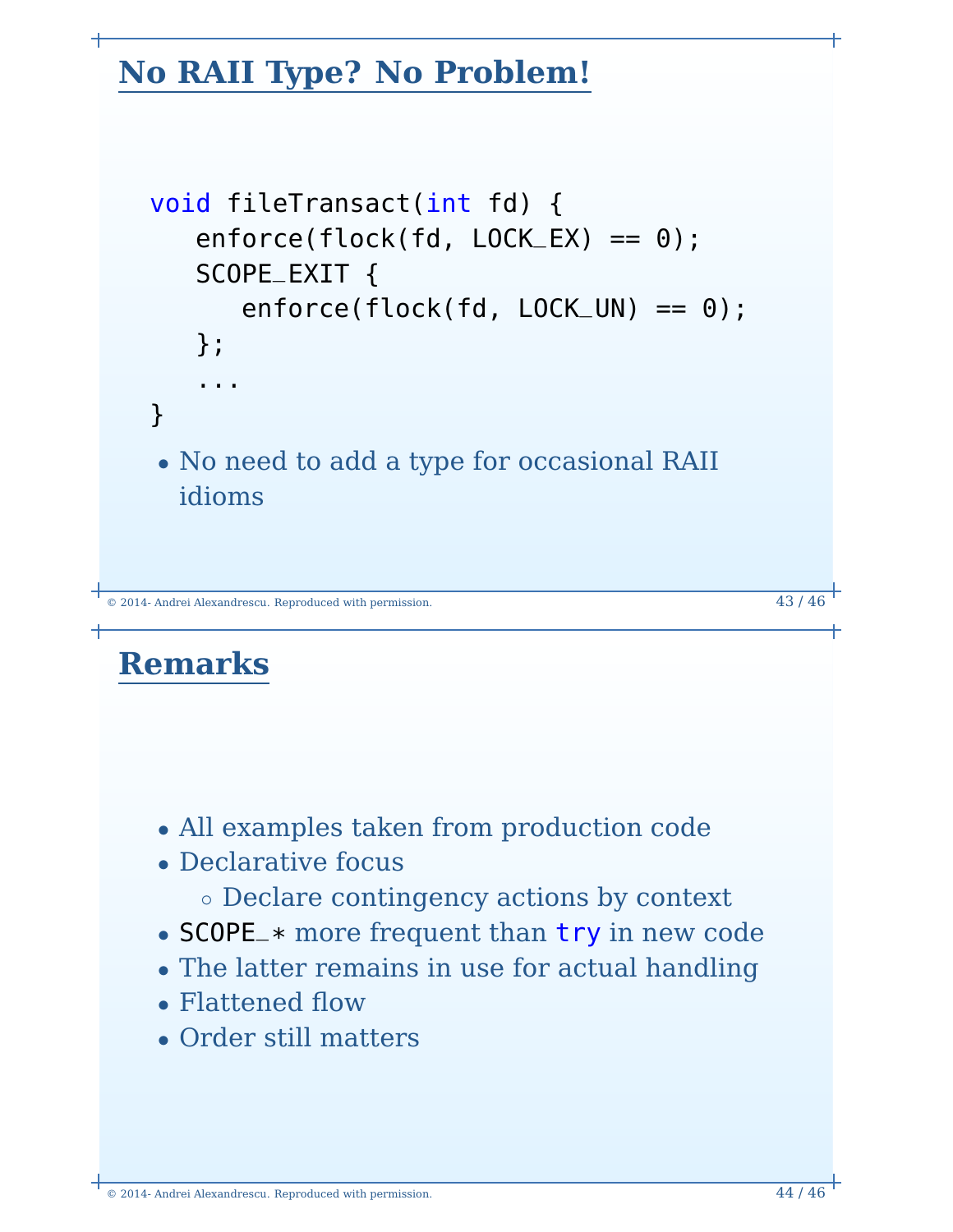## No RAII Type? No Problem!

```
void fileTransact(int fd) {
   enforce(flock(fd, LOCK_EX) == 0);
   SCOPE_EXIT {
      enforce(flock(fd, LOCK_UN) == 0);
   };
   ...
}
```

- No need to add a type for occasional RAII idioms

## Remarks

- All examples taken from production code
- Declarative focus
  - Declare contingency actions by context
- `SCOPE_*` more frequent than `try` in new code
- The latter remains in use for actual handling
- Flattened flow
- Order still matters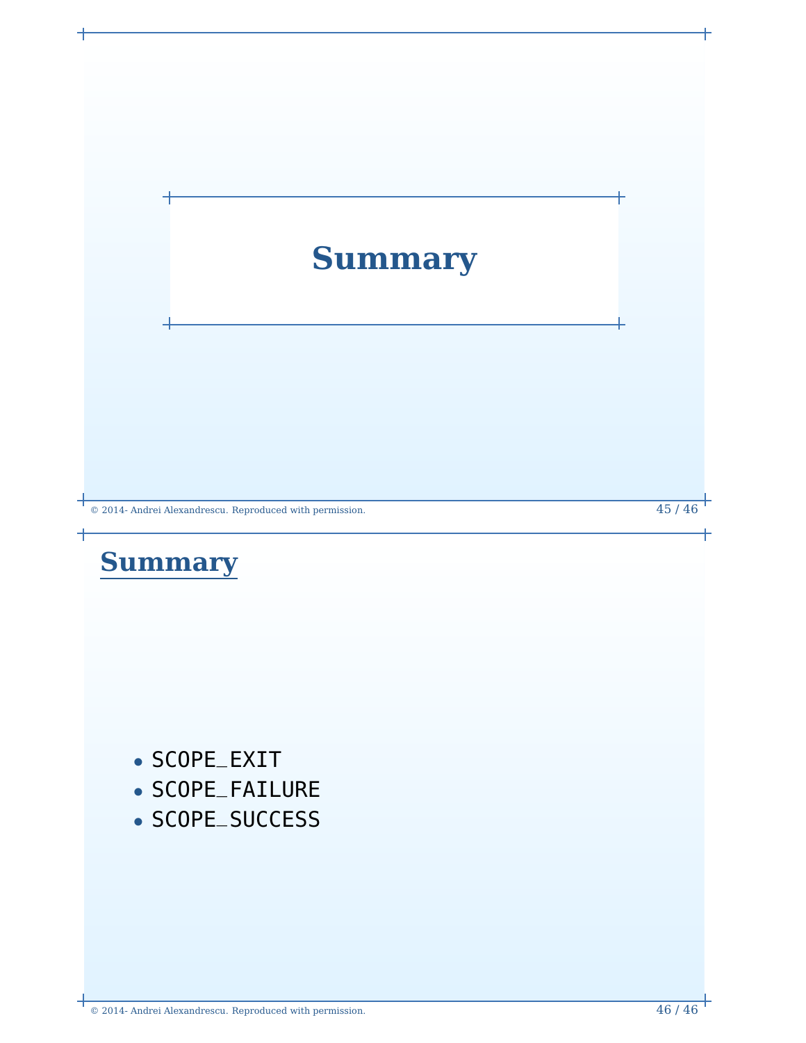# Summary

## Summary

- SCOPE_EXIT
- SCOPE_FAILURE
- SCOPE_SUCCESS